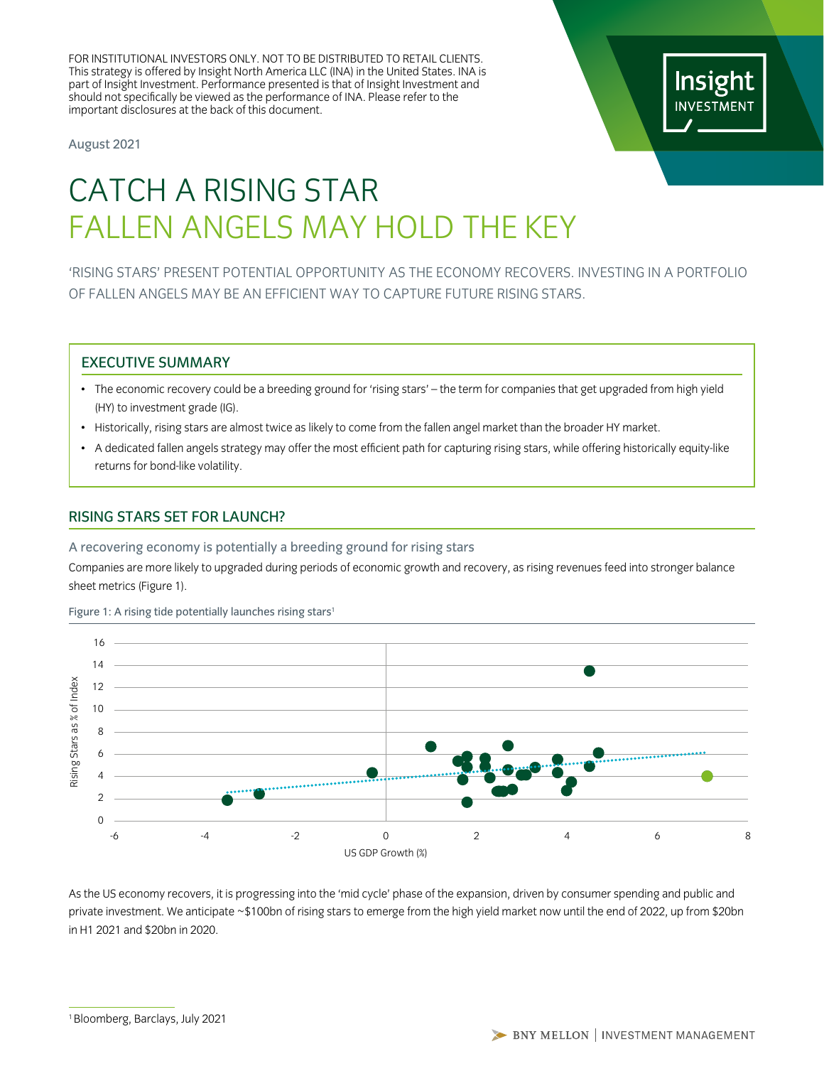FOR INSTITUTIONAL INVESTORS ONLY. NOT TO BE DISTRIBUTED TO RETAIL CLIENTS. This strategy is offered by Insight North America LLC (INA) in the United States. INA is part of Insight Investment. Performance presented is that of Insight Investment and should not specifically be viewed as the performance of INA. Please refer to the important disclosures at the back of this document.

August 2021

# CATCH A RISING STAR
# FALLEN ANGELS MAY HOLD THE KEY

'RISING STARS' PRESENT POTENTIAL OPPORTUNITY AS THE ECONOMY RECOVERS. INVESTING IN A PORTFOLIO OF FALLEN ANGELS MAY BE AN EFFICIENT WAY TO CAPTURE FUTURE RISING STARS.

## EXECUTIVE SUMMARY

- The economic recovery could be a breeding ground for 'rising stars' – the term for companies that get upgraded from high yield (HY) to investment grade (IG).
- Historically, rising stars are almost twice as likely to come from the fallen angel market than the broader HY market.
- A dedicated fallen angels strategy may offer the most efficient path for capturing rising stars, while offering historically equity-like returns for bond-like volatility.

## RISING STARS SET FOR LAUNCH?

### A recovering economy is potentially a breeding ground for rising stars

Companies are more likely to upgraded during periods of economic growth and recovery, as rising revenues feed into stronger balance sheet metrics (Figure 1).

Figure 1: A rising tide potentially launches rising stars[1]

As the US economy recovers, it is progressing into the 'mid cycle' phase of the expansion, driven by consumer spending and public and private investment. We anticipate ~$100bn of rising stars to emerge from the high yield market now until the end of 2022, up from $20bn in H1 2021 and $20bn in 2020.

[1] Bloomberg, Barclays, July 2021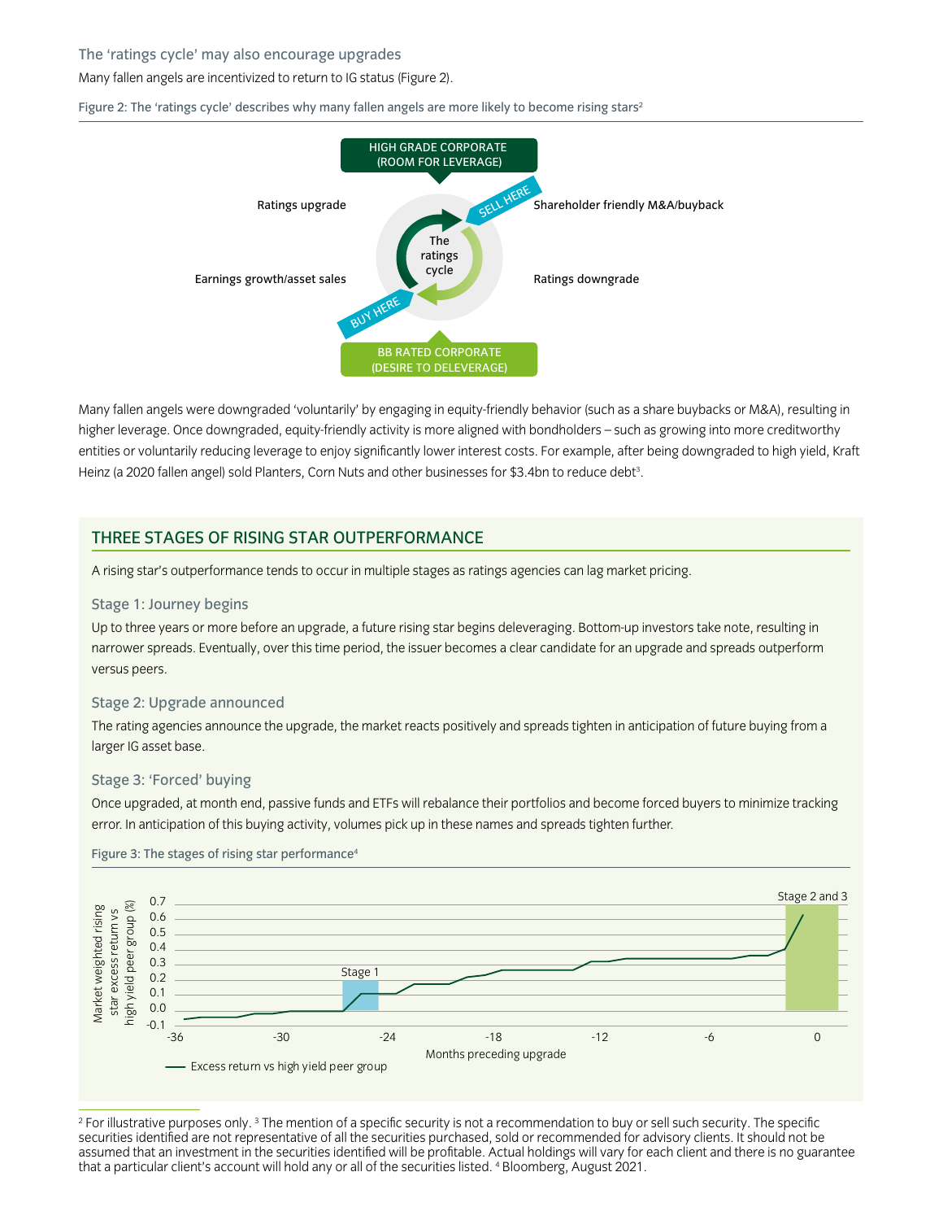### The 'ratings cycle' may also encourage upgrades

Many fallen angels are incentivized to return to IG status (Figure 2).

Figure 2: The 'ratings cycle' describes why many fallen angels are more likely to become rising stars[2]

HIGH GRADE CORPORATE (ROOM FOR LEVERAGE)

Ratings upgrade — SELL HERE — Shareholder friendly M&A/buyback

The ratings cycle

Earnings growth/asset sales — BUY HERE — Ratings downgrade

BB RATED CORPORATE (DESIRE TO DELEVERAGE)

Many fallen angels were downgraded 'voluntarily' by engaging in equity-friendly behavior (such as a share buybacks or M&A), resulting in higher leverage. Once downgraded, equity-friendly activity is more aligned with bondholders – such as growing into more creditworthy entities or voluntarily reducing leverage to enjoy significantly lower interest costs. For example, after being downgraded to high yield, Kraft Heinz (a 2020 fallen angel) sold Planters, Corn Nuts and other businesses for $3.4bn to reduce debt[3].

## THREE STAGES OF RISING STAR OUTPERFORMANCE

A rising star's outperformance tends to occur in multiple stages as ratings agencies can lag market pricing.

### Stage 1: Journey begins

Up to three years or more before an upgrade, a future rising star begins deleveraging. Bottom-up investors take note, resulting in narrower spreads. Eventually, over this time period, the issuer becomes a clear candidate for an upgrade and spreads outperform versus peers.

### Stage 2: Upgrade announced

The rating agencies announce the upgrade, the market reacts positively and spreads tighten in anticipation of future buying from a larger IG asset base.

### Stage 3: 'Forced' buying

Once upgraded, at month end, passive funds and ETFs will rebalance their portfolios and become forced buyers to minimize tracking error. In anticipation of this buying activity, volumes pick up in these names and spreads tighten further.

Figure 3: The stages of rising star performance[4]

Y-axis: Market weighted rising star excess return vs high yield peer group (%) (-0.1 to 0.7). X-axis: Months preceding upgrade (-36 to 0). Shaded regions: Stage 1 (around -26 to -24); Stage 2 and 3 (around -1 to 0).

Legend: Excess return vs high yield peer group

---

[2] For illustrative purposes only. [3] The mention of a specific security is not a recommendation to buy or sell such security. The specific securities identified are not representative of all the securities purchased, sold or recommended for advisory clients. It should not be assumed that an investment in the securities identified will be profitable. Actual holdings will vary for each client and there is no guarantee that a particular client's account will hold any or all of the securities listed. [4] Bloomberg, August 2021.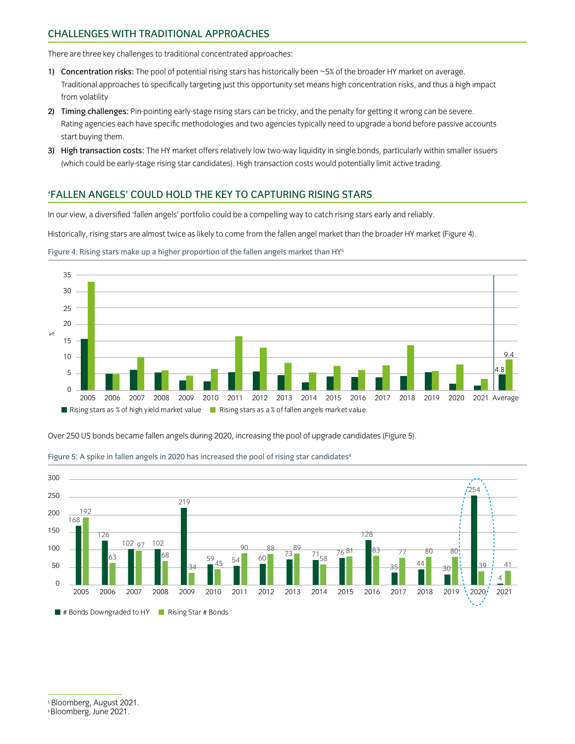## CHALLENGES WITH TRADITIONAL APPROACHES

There are three key challenges to traditional concentrated approaches:

1) **Concentration risks:** The pool of potential rising stars has historically been ~5% of the broader HY market on average. Traditional approaches to specifically targeting just this opportunity set means high concentration risks, and thus a high impact from volatility
2) **Timing challenges:** Pin-pointing early-stage rising stars can be tricky, and the penalty for getting it wrong can be severe. Rating agencies each have specific methodologies and two agencies typically need to upgrade a bond before passive accounts start buying them.
3) **High transaction costs:** The HY market offers relatively low two-way liquidity in single bonds, particularly within smaller issuers (which could be early-stage rising star candidates). High transaction costs would potentially limit active trading.

## 'FALLEN ANGELS' COULD HOLD THE KEY TO CAPTURING RISING STARS

In our view, a diversified 'fallen angels' portfolio could be a compelling way to catch rising stars early and reliably.

Historically, rising stars are almost twice as likely to come from the fallen angel market than the broader HY market (Figure 4).

Figure 4: Rising stars make up a higher proportion of the fallen angels market than HY[5]

| % | Rising stars as % of high yield market value | Rising stars as a % of fallen angels market value |
|---|---|---|
| Average | 4.8 | 9.4 |

Over 250 US bonds became fallen angels during 2020, increasing the pool of upgrade candidates (Figure 5).

Figure 5: A spike in fallen angels in 2020 has increased the pool of rising star candidates[6]

| Year | # Bonds Downgraded to HY | Rising Star # Bonds |
|---|---|---|
| 2005 | 168 | 192 |
| 2006 | 126 | 63 |
| 2007 | 102 | 97 |
| 2008 | 102 | 68 |
| 2009 | 219 | 34 |
| 2010 | 59 | 45 |
| 2011 | 54 | 90 |
| 2012 | 60 | 88 |
| 2013 | 73 | 89 |
| 2014 | 71 | 58 |
| 2015 | 76 | 81 |
| 2016 | 128 | 83 |
| 2017 | 35 | 77 |
| 2018 | 44 | 80 |
| 2019 | 30 | 80 |
| 2020 | 254 | 39 |
| 2021 | 4 | 41 |

[5] Bloomberg, August 2021.
[6] Bloomberg, June 2021.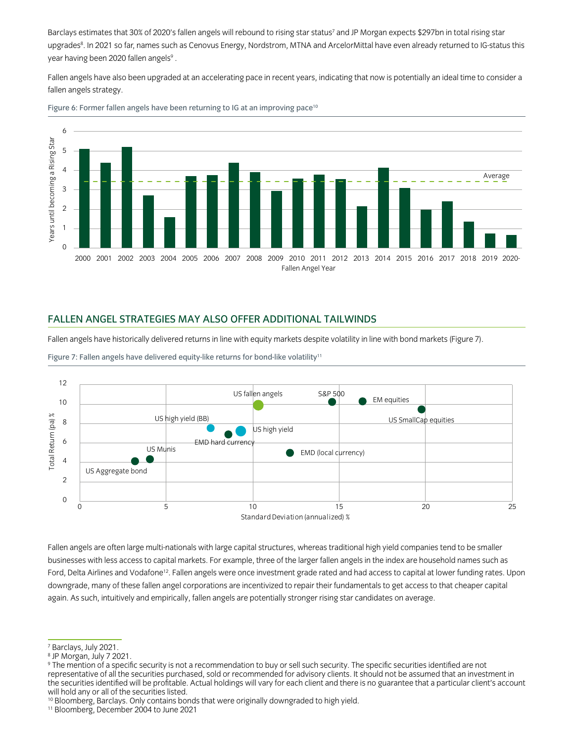Barclays estimates that 30% of 2020's fallen angels will rebound to rising star status[7] and JP Morgan expects $297bn in total rising star upgrades[8]. In 2021 so far, names such as Cenovus Energy, Nordstrom, MTNA and ArcelorMittal have even already returned to IG-status this year having been 2020 fallen angels[9] .

Fallen angels have also been upgraded at an accelerating pace in recent years, indicating that now is potentially an ideal time to consider a fallen angels strategy.

Figure 6: Former fallen angels have been returning to IG at an improving pace[10]

## FALLEN ANGEL STRATEGIES MAY ALSO OFFER ADDITIONAL TAILWINDS

Fallen angels have historically delivered returns in line with equity markets despite volatility in line with bond markets (Figure 7).

Figure 7: Fallen angels have delivered equity-like returns for bond-like volatility[11]

Fallen angels are often large multi-nationals with large capital structures, whereas traditional high yield companies tend to be smaller businesses with less access to capital markets. For example, three of the larger fallen angels in the index are household names such as Ford, Delta Airlines and Vodafone[12]. Fallen angels were once investment grade rated and had access to capital at lower funding rates. Upon downgrade, many of these fallen angel corporations are incentivized to repair their fundamentals to get access to that cheaper capital again. As such, intuitively and empirically, fallen angels are potentially stronger rising star candidates on average.

[7] Barclays, July 2021.
[8] JP Morgan, July 7 2021.
[9] The mention of a specific security is not a recommendation to buy or sell such security. The specific securities identified are not representative of all the securities purchased, sold or recommended for advisory clients. It should not be assumed that an investment in the securities identified will be profitable. Actual holdings will vary for each client and there is no guarantee that a particular client's account will hold any or all of the securities listed.
[10] Bloomberg, Barclays. Only contains bonds that were originally downgraded to high yield.
[11] Bloomberg, December 2004 to June 2021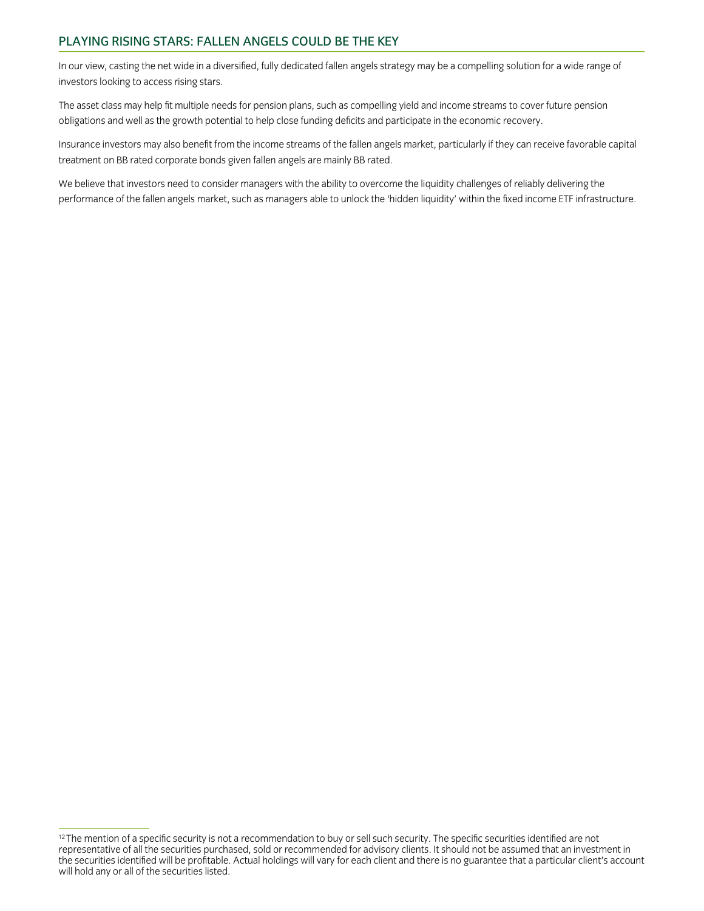## PLAYING RISING STARS: FALLEN ANGELS COULD BE THE KEY

In our view, casting the net wide in a diversified, fully dedicated fallen angels strategy may be a compelling solution for a wide range of investors looking to access rising stars.

The asset class may help fit multiple needs for pension plans, such as compelling yield and income streams to cover future pension obligations and well as the growth potential to help close funding deficits and participate in the economic recovery.

Insurance investors may also benefit from the income streams of the fallen angels market, particularly if they can receive favorable capital treatment on BB rated corporate bonds given fallen angels are mainly BB rated.

We believe that investors need to consider managers with the ability to overcome the liquidity challenges of reliably delivering the performance of the fallen angels market, such as managers able to unlock the 'hidden liquidity' within the fixed income ETF infrastructure.

[12] The mention of a specific security is not a recommendation to buy or sell such security. The specific securities identified are not representative of all the securities purchased, sold or recommended for advisory clients. It should not be assumed that an investment in the securities identified will be profitable. Actual holdings will vary for each client and there is no guarantee that a particular client's account will hold any or all of the securities listed.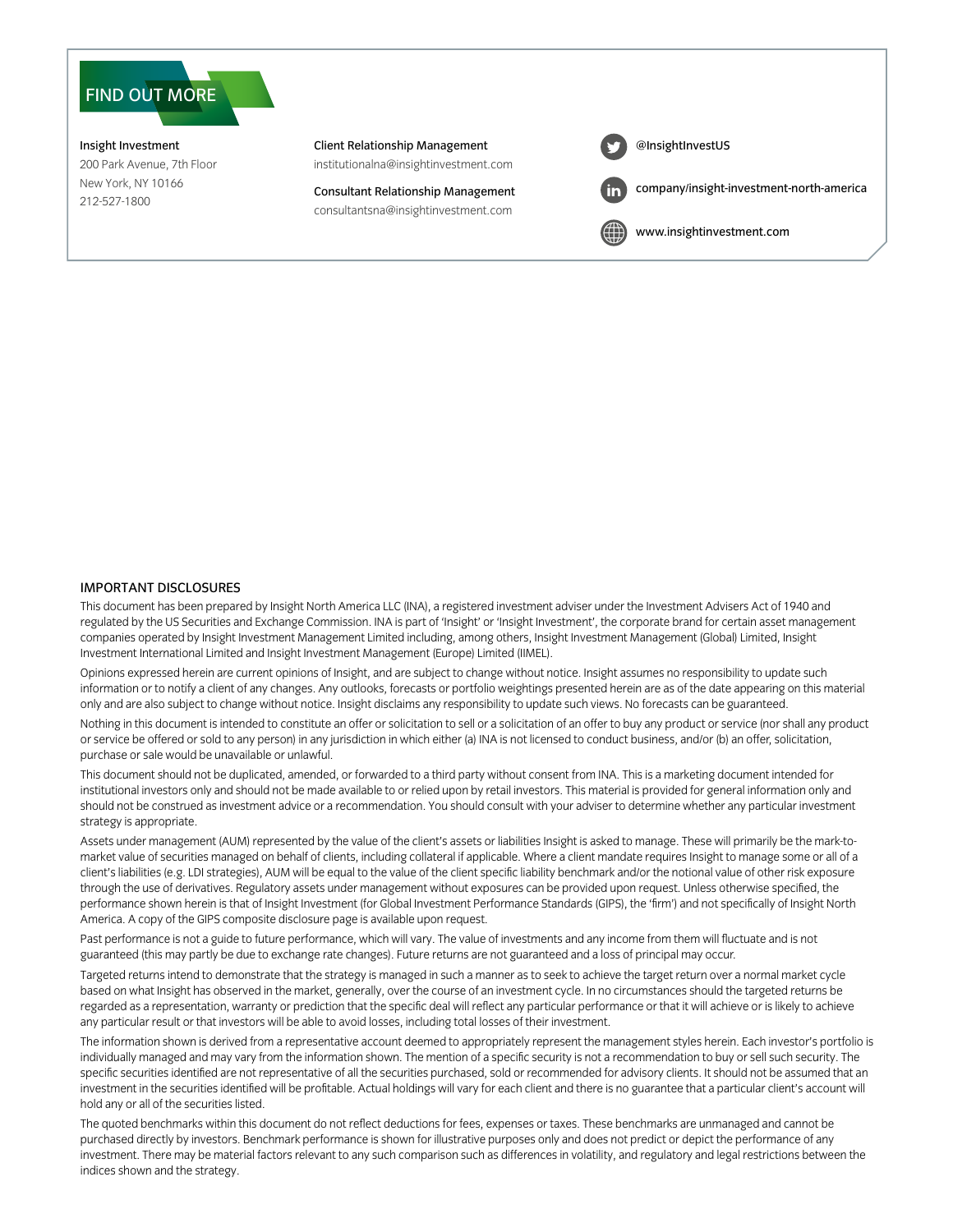## FIND OUT MORE

**Insight Investment**
200 Park Avenue, 7th Floor
New York, NY 10166
212-527-1800

**Client Relationship Management**
institutionalna@insightinvestment.com

**Consultant Relationship Management**
consultantsna@insightinvestment.com

@InsightInvestUS

company/insight-investment-north-america

www.insightinvestment.com

### IMPORTANT DISCLOSURES

This document has been prepared by Insight North America LLC (INA), a registered investment adviser under the Investment Advisers Act of 1940 and regulated by the US Securities and Exchange Commission. INA is part of 'Insight' or 'Insight Investment', the corporate brand for certain asset management companies operated by Insight Investment Management Limited including, among others, Insight Investment Management (Global) Limited, Insight Investment International Limited and Insight Investment Management (Europe) Limited (IIMEL).

Opinions expressed herein are current opinions of Insight, and are subject to change without notice. Insight assumes no responsibility to update such information or to notify a client of any changes. Any outlooks, forecasts or portfolio weightings presented herein are as of the date appearing on this material only and are also subject to change without notice. Insight disclaims any responsibility to update such views. No forecasts can be guaranteed.

Nothing in this document is intended to constitute an offer or solicitation to sell or a solicitation of an offer to buy any product or service (nor shall any product or service be offered or sold to any person) in any jurisdiction in which either (a) INA is not licensed to conduct business, and/or (b) an offer, solicitation, purchase or sale would be unavailable or unlawful.

This document should not be duplicated, amended, or forwarded to a third party without consent from INA. This is a marketing document intended for institutional investors only and should not be made available to or relied upon by retail investors. This material is provided for general information only and should not be construed as investment advice or a recommendation. You should consult with your adviser to determine whether any particular investment strategy is appropriate.

Assets under management (AUM) represented by the value of the client's assets or liabilities Insight is asked to manage. These will primarily be the mark-to-market value of securities managed on behalf of clients, including collateral if applicable. Where a client mandate requires Insight to manage some or all of a client's liabilities (e.g. LDI strategies), AUM will be equal to the value of the client specific liability benchmark and/or the notional value of other risk exposure through the use of derivatives. Regulatory assets under management without exposures can be provided upon request. Unless otherwise specified, the performance shown herein is that of Insight Investment (for Global Investment Performance Standards (GIPS), the 'firm') and not specifically of Insight North America. A copy of the GIPS composite disclosure page is available upon request.

Past performance is not a guide to future performance, which will vary. The value of investments and any income from them will fluctuate and is not guaranteed (this may partly be due to exchange rate changes). Future returns are not guaranteed and a loss of principal may occur.

Targeted returns intend to demonstrate that the strategy is managed in such a manner as to seek to achieve the target return over a normal market cycle based on what Insight has observed in the market, generally, over the course of an investment cycle. In no circumstances should the targeted returns be regarded as a representation, warranty or prediction that the specific deal will reflect any particular performance or that it will achieve or is likely to achieve any particular result or that investors will be able to avoid losses, including total losses of their investment.

The information shown is derived from a representative account deemed to appropriately represent the management styles herein. Each investor's portfolio is individually managed and may vary from the information shown. The mention of a specific security is not a recommendation to buy or sell such security. The specific securities identified are not representative of all the securities purchased, sold or recommended for advisory clients. It should not be assumed that an investment in the securities identified will be profitable. Actual holdings will vary for each client and there is no guarantee that a particular client's account will hold any or all of the securities listed.

The quoted benchmarks within this document do not reflect deductions for fees, expenses or taxes. These benchmarks are unmanaged and cannot be purchased directly by investors. Benchmark performance is shown for illustrative purposes only and does not predict or depict the performance of any investment. There may be material factors relevant to any such comparison such as differences in volatility, and regulatory and legal restrictions between the indices shown and the strategy.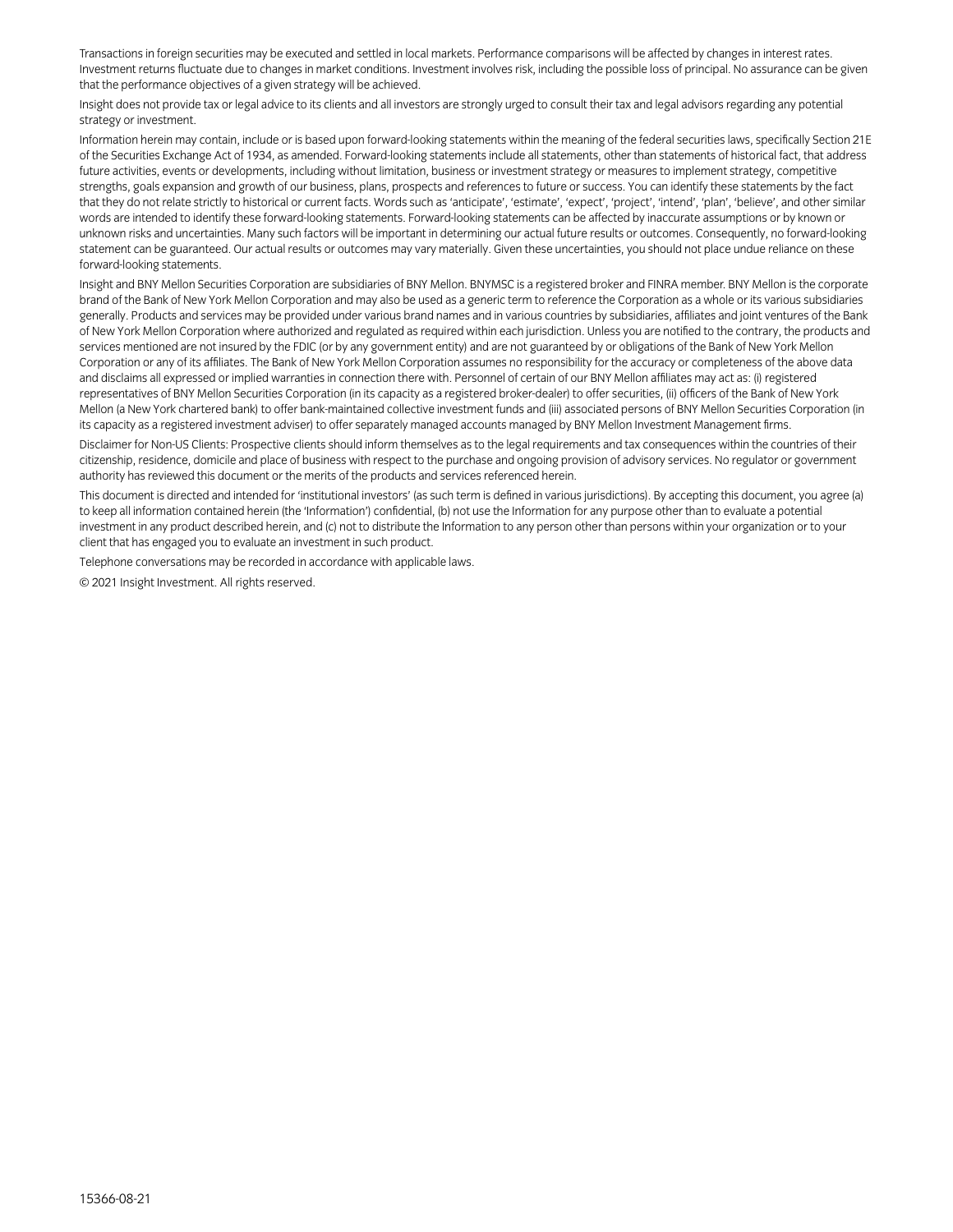Transactions in foreign securities may be executed and settled in local markets. Performance comparisons will be affected by changes in interest rates. Investment returns fluctuate due to changes in market conditions. Investment involves risk, including the possible loss of principal. No assurance can be given that the performance objectives of a given strategy will be achieved.

Insight does not provide tax or legal advice to its clients and all investors are strongly urged to consult their tax and legal advisors regarding any potential strategy or investment.

Information herein may contain, include or is based upon forward-looking statements within the meaning of the federal securities laws, specifically Section 21E of the Securities Exchange Act of 1934, as amended. Forward-looking statements include all statements, other than statements of historical fact, that address future activities, events or developments, including without limitation, business or investment strategy or measures to implement strategy, competitive strengths, goals expansion and growth of our business, plans, prospects and references to future or success. You can identify these statements by the fact that they do not relate strictly to historical or current facts. Words such as 'anticipate', 'estimate', 'expect', 'project', 'intend', 'plan', 'believe', and other similar words are intended to identify these forward-looking statements. Forward-looking statements can be affected by inaccurate assumptions or by known or unknown risks and uncertainties. Many such factors will be important in determining our actual future results or outcomes. Consequently, no forward-looking statement can be guaranteed. Our actual results or outcomes may vary materially. Given these uncertainties, you should not place undue reliance on these forward-looking statements.

Insight and BNY Mellon Securities Corporation are subsidiaries of BNY Mellon. BNYMSC is a registered broker and FINRA member. BNY Mellon is the corporate brand of the Bank of New York Mellon Corporation and may also be used as a generic term to reference the Corporation as a whole or its various subsidiaries generally. Products and services may be provided under various brand names and in various countries by subsidiaries, affiliates and joint ventures of the Bank of New York Mellon Corporation where authorized and regulated as required within each jurisdiction. Unless you are notified to the contrary, the products and services mentioned are not insured by the FDIC (or by any government entity) and are not guaranteed by or obligations of the Bank of New York Mellon Corporation or any of its affiliates. The Bank of New York Mellon Corporation assumes no responsibility for the accuracy or completeness of the above data and disclaims all expressed or implied warranties in connection there with. Personnel of certain of our BNY Mellon affiliates may act as: (i) registered representatives of BNY Mellon Securities Corporation (in its capacity as a registered broker-dealer) to offer securities, (ii) officers of the Bank of New York Mellon (a New York chartered bank) to offer bank-maintained collective investment funds and (iii) associated persons of BNY Mellon Securities Corporation (in its capacity as a registered investment adviser) to offer separately managed accounts managed by BNY Mellon Investment Management firms.

Disclaimer for Non-US Clients: Prospective clients should inform themselves as to the legal requirements and tax consequences within the countries of their citizenship, residence, domicile and place of business with respect to the purchase and ongoing provision of advisory services. No regulator or government authority has reviewed this document or the merits of the products and services referenced herein.

This document is directed and intended for 'institutional investors' (as such term is defined in various jurisdictions). By accepting this document, you agree (a) to keep all information contained herein (the 'Information') confidential, (b) not use the Information for any purpose other than to evaluate a potential investment in any product described herein, and (c) not to distribute the Information to any person other than persons within your organization or to your client that has engaged you to evaluate an investment in such product.

Telephone conversations may be recorded in accordance with applicable laws.

© 2021 Insight Investment. All rights reserved.

15366-08-21